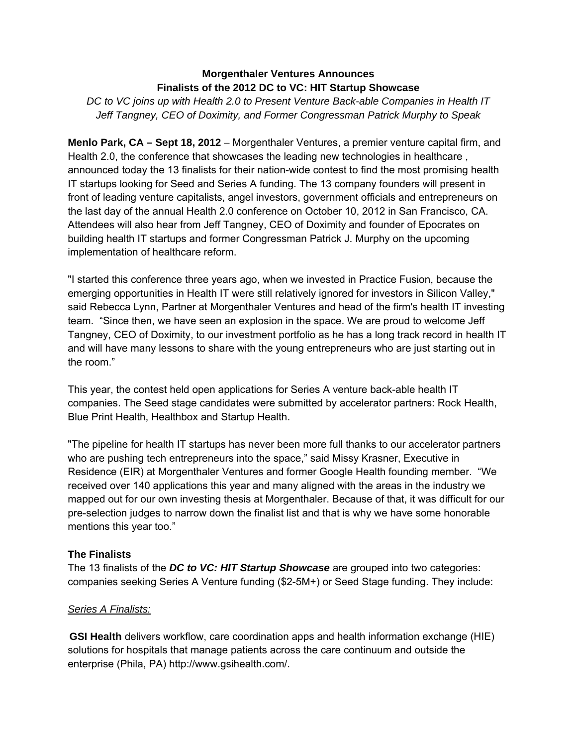**Morgenthaler Ventures Announces**
**Finalists of the 2012 DC to VC: HIT Startup Showcase**

*DC to VC joins up with Health 2.0 to Present Venture Back-able Companies in Health IT*
*Jeff Tangney, CEO of Doximity, and Former Congressman Patrick Murphy to Speak*

**Menlo Park, CA – Sept 18, 2012** – Morgenthaler Ventures, a premier venture capital firm, and Health 2.0, the conference that showcases the leading new technologies in healthcare , announced today the 13 finalists for their nation-wide contest to find the most promising health IT startups looking for Seed and Series A funding. The 13 company founders will present in front of leading venture capitalists, angel investors, government officials and entrepreneurs on the last day of the annual Health 2.0 conference on October 10, 2012 in San Francisco, CA. Attendees will also hear from Jeff Tangney, CEO of Doximity and founder of Epocrates on building health IT startups and former Congressman Patrick J. Murphy on the upcoming implementation of healthcare reform.

"I started this conference three years ago, when we invested in Practice Fusion, because the emerging opportunities in Health IT were still relatively ignored for investors in Silicon Valley," said Rebecca Lynn, Partner at Morgenthaler Ventures and head of the firm's health IT investing team. "Since then, we have seen an explosion in the space. We are proud to welcome Jeff Tangney, CEO of Doximity, to our investment portfolio as he has a long track record in health IT and will have many lessons to share with the young entrepreneurs who are just starting out in the room."

This year, the contest held open applications for Series A venture back-able health IT companies. The Seed stage candidates were submitted by accelerator partners: Rock Health, Blue Print Health, Healthbox and Startup Health.

"The pipeline for health IT startups has never been more full thanks to our accelerator partners who are pushing tech entrepreneurs into the space," said Missy Krasner, Executive in Residence (EIR) at Morgenthaler Ventures and former Google Health founding member. "We received over 140 applications this year and many aligned with the areas in the industry we mapped out for our own investing thesis at Morgenthaler. Because of that, it was difficult for our pre-selection judges to narrow down the finalist list and that is why we have some honorable mentions this year too."

### The Finalists

The 13 finalists of the ***DC to VC: HIT Startup Showcase*** are grouped into two categories: companies seeking Series A Venture funding ($2-5M+) or Seed Stage funding. They include:

*Series A Finalists:*

**GSI Health** delivers workflow, care coordination apps and health information exchange (HIE) solutions for hospitals that manage patients across the care continuum and outside the enterprise (Phila, PA) http://www.gsihealth.com/.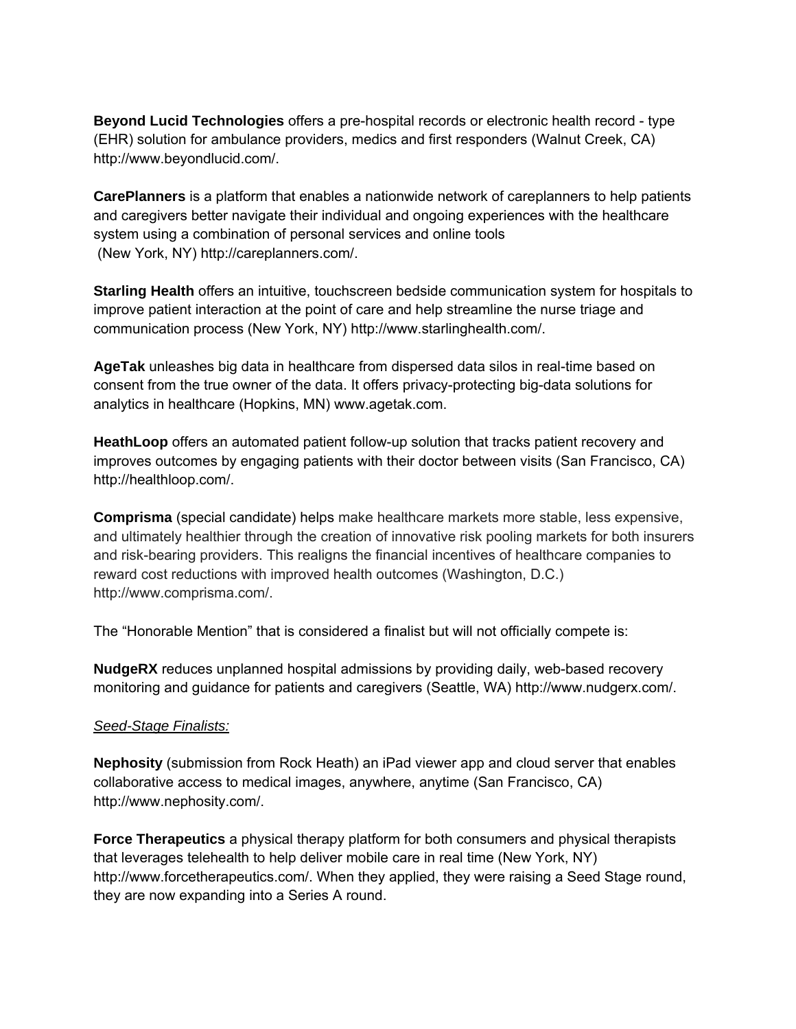**Beyond Lucid Technologies** offers a pre-hospital records or electronic health record - type (EHR) solution for ambulance providers, medics and first responders (Walnut Creek, CA) http://www.beyondlucid.com/.

**CarePlanners** is a platform that enables a nationwide network of careplanners to help patients and caregivers better navigate their individual and ongoing experiences with the healthcare system using a combination of personal services and online tools (New York, NY) http://careplanners.com/.

**Starling Health** offers an intuitive, touchscreen bedside communication system for hospitals to improve patient interaction at the point of care and help streamline the nurse triage and communication process (New York, NY) http://www.starlinghealth.com/.

**AgeTak** unleashes big data in healthcare from dispersed data silos in real-time based on consent from the true owner of the data. It offers privacy-protecting big-data solutions for analytics in healthcare (Hopkins, MN) www.agetak.com.

**HeathLoop** offers an automated patient follow-up solution that tracks patient recovery and improves outcomes by engaging patients with their doctor between visits (San Francisco, CA) http://healthloop.com/.

**Comprisma** (special candidate) helps make healthcare markets more stable, less expensive, and ultimately healthier through the creation of innovative risk pooling markets for both insurers and risk-bearing providers. This realigns the financial incentives of healthcare companies to reward cost reductions with improved health outcomes (Washington, D.C.) http://www.comprisma.com/.

The "Honorable Mention" that is considered a finalist but will not officially compete is:

**NudgeRX** reduces unplanned hospital admissions by providing daily, web-based recovery monitoring and guidance for patients and caregivers (Seattle, WA) http://www.nudgerx.com/.

*Seed-Stage Finalists:*

**Nephosity** (submission from Rock Heath) an iPad viewer app and cloud server that enables collaborative access to medical images, anywhere, anytime (San Francisco, CA) http://www.nephosity.com/.

**Force Therapeutics** a physical therapy platform for both consumers and physical therapists that leverages telehealth to help deliver mobile care in real time (New York, NY) http://www.forcetherapeutics.com/. When they applied, they were raising a Seed Stage round, they are now expanding into a Series A round.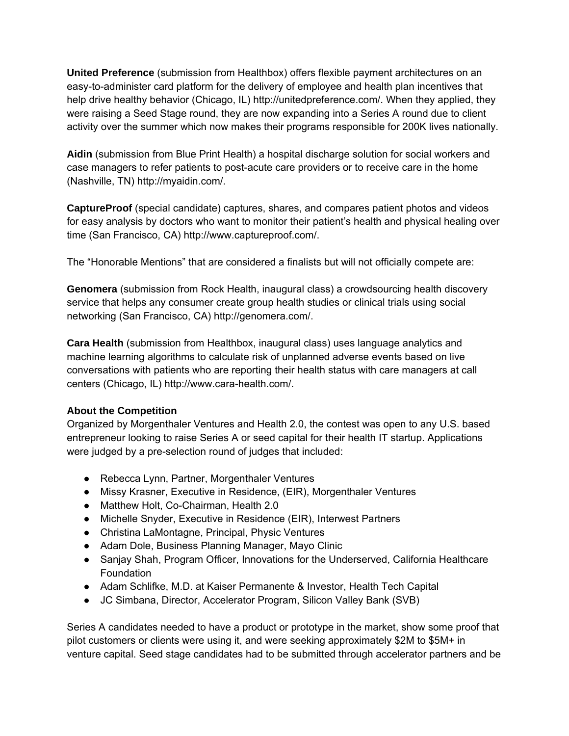**United Preference** (submission from Healthbox) offers flexible payment architectures on an easy-to-administer card platform for the delivery of employee and health plan incentives that help drive healthy behavior (Chicago, IL) http://unitedpreference.com/. When they applied, they were raising a Seed Stage round, they are now expanding into a Series A round due to client activity over the summer which now makes their programs responsible for 200K lives nationally.

**Aidin** (submission from Blue Print Health) a hospital discharge solution for social workers and case managers to refer patients to post-acute care providers or to receive care in the home (Nashville, TN) http://myaidin.com/.

**CaptureProof** (special candidate) captures, shares, and compares patient photos and videos for easy analysis by doctors who want to monitor their patient's health and physical healing over time (San Francisco, CA) http://www.captureproof.com/.

The "Honorable Mentions" that are considered a finalists but will not officially compete are:

**Genomera** (submission from Rock Health, inaugural class) a crowdsourcing health discovery service that helps any consumer create group health studies or clinical trials using social networking (San Francisco, CA) http://genomera.com/.

**Cara Health** (submission from Healthbox, inaugural class) uses language analytics and machine learning algorithms to calculate risk of unplanned adverse events based on live conversations with patients who are reporting their health status with care managers at call centers (Chicago, IL) http://www.cara-health.com/.

**About the Competition**

Organized by Morgenthaler Ventures and Health 2.0, the contest was open to any U.S. based entrepreneur looking to raise Series A or seed capital for their health IT startup. Applications were judged by a pre-selection round of judges that included:

- Rebecca Lynn, Partner, Morgenthaler Ventures
- Missy Krasner, Executive in Residence, (EIR), Morgenthaler Ventures
- Matthew Holt, Co-Chairman, Health 2.0
- Michelle Snyder, Executive in Residence (EIR), Interwest Partners
- Christina LaMontagne, Principal, Physic Ventures
- Adam Dole, Business Planning Manager, Mayo Clinic
- Sanjay Shah, Program Officer, Innovations for the Underserved, California Healthcare Foundation
- Adam Schlifke, M.D. at Kaiser Permanente & Investor, Health Tech Capital
- JC Simbana, Director, Accelerator Program, Silicon Valley Bank (SVB)

Series A candidates needed to have a product or prototype in the market, show some proof that pilot customers or clients were using it, and were seeking approximately $2M to $5M+ in venture capital. Seed stage candidates had to be submitted through accelerator partners and be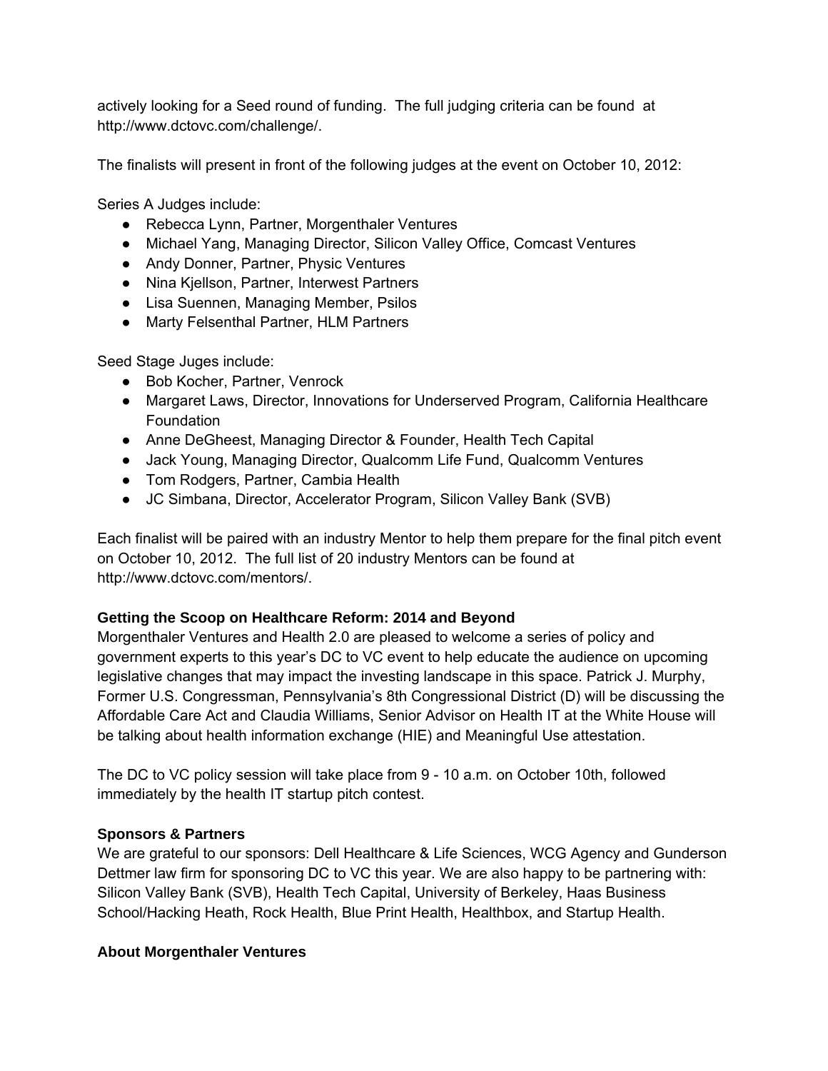actively looking for a Seed round of funding. The full judging criteria can be found at http://www.dctovc.com/challenge/.

The finalists will present in front of the following judges at the event on October 10, 2012:

Series A Judges include:

- Rebecca Lynn, Partner, Morgenthaler Ventures
- Michael Yang, Managing Director, Silicon Valley Office, Comcast Ventures
- Andy Donner, Partner, Physic Ventures
- Nina Kjellson, Partner, Interwest Partners
- Lisa Suennen, Managing Member, Psilos
- Marty Felsenthal Partner, HLM Partners

Seed Stage Juges include:

- Bob Kocher, Partner, Venrock
- Margaret Laws, Director, Innovations for Underserved Program, California Healthcare Foundation
- Anne DeGheest, Managing Director & Founder, Health Tech Capital
- Jack Young, Managing Director, Qualcomm Life Fund, Qualcomm Ventures
- Tom Rodgers, Partner, Cambia Health
- JC Simbana, Director, Accelerator Program, Silicon Valley Bank (SVB)

Each finalist will be paired with an industry Mentor to help them prepare for the final pitch event on October 10, 2012. The full list of 20 industry Mentors can be found at http://www.dctovc.com/mentors/.

**Getting the Scoop on Healthcare Reform: 2014 and Beyond**

Morgenthaler Ventures and Health 2.0 are pleased to welcome a series of policy and government experts to this year's DC to VC event to help educate the audience on upcoming legislative changes that may impact the investing landscape in this space. Patrick J. Murphy, Former U.S. Congressman, Pennsylvania's 8th Congressional District (D) will be discussing the Affordable Care Act and Claudia Williams, Senior Advisor on Health IT at the White House will be talking about health information exchange (HIE) and Meaningful Use attestation.

The DC to VC policy session will take place from 9 - 10 a.m. on October 10th, followed immediately by the health IT startup pitch contest.

**Sponsors & Partners**

We are grateful to our sponsors: Dell Healthcare & Life Sciences, WCG Agency and Gunderson Dettmer law firm for sponsoring DC to VC this year. We are also happy to be partnering with: Silicon Valley Bank (SVB), Health Tech Capital, University of Berkeley, Haas Business School/Hacking Heath, Rock Health, Blue Print Health, Healthbox, and Startup Health.

**About Morgenthaler Ventures**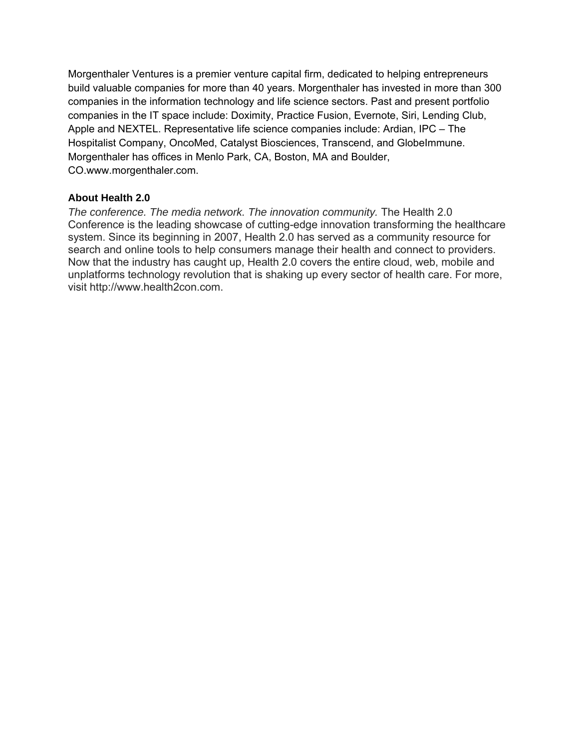Morgenthaler Ventures is a premier venture capital firm, dedicated to helping entrepreneurs build valuable companies for more than 40 years. Morgenthaler has invested in more than 300 companies in the information technology and life science sectors. Past and present portfolio companies in the IT space include: Doximity, Practice Fusion, Evernote, Siri, Lending Club, Apple and NEXTEL. Representative life science companies include: Ardian, IPC – The Hospitalist Company, OncoMed, Catalyst Biosciences, Transcend, and GlobeImmune. Morgenthaler has offices in Menlo Park, CA, Boston, MA and Boulder, CO.www.morgenthaler.com.

**About Health 2.0**

*The conference. The media network. The innovation community.* The Health 2.0 Conference is the leading showcase of cutting-edge innovation transforming the healthcare system. Since its beginning in 2007, Health 2.0 has served as a community resource for search and online tools to help consumers manage their health and connect to providers. Now that the industry has caught up, Health 2.0 covers the entire cloud, web, mobile and unplatforms technology revolution that is shaking up every sector of health care. For more, visit http://www.health2con.com.